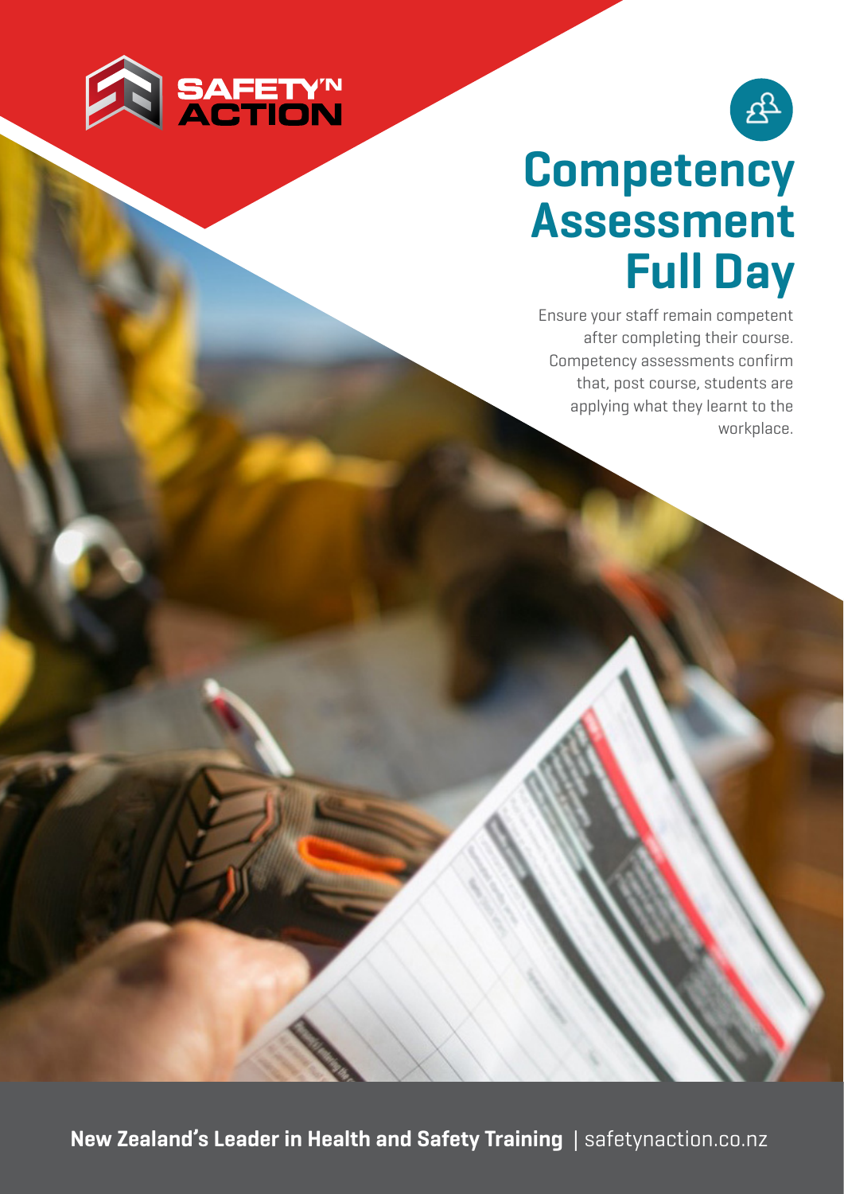SAFETY'N ACTION

# Competency Assessment Full Day

Ensure your staff remain competent after completing their course. Competency assessments confirm that, post course, students are applying what they learnt to the workplace.

**New Zealand's Leader in Health and Safety Training** | safetynaction.co.nz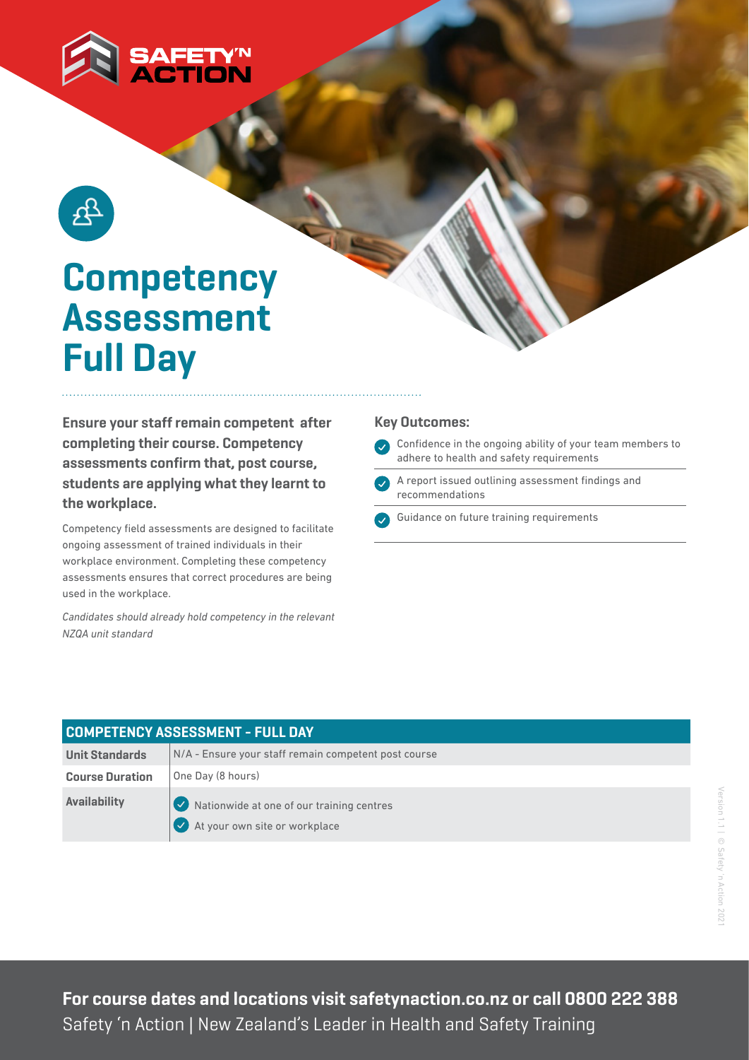# Competency Assessment Full Day

**Ensure your staff remain competent after completing their course. Competency assessments confirm that, post course, students are applying what they learnt to the workplace.**

Competency field assessments are designed to facilitate ongoing assessment of trained individuals in their workplace environment. Completing these competency assessments ensures that correct procedures are being used in the workplace.

*Candidates should already hold competency in the relevant NZQA unit standard*

### Key Outcomes:

- Confidence in the ongoing ability of your team members to adhere to health and safety requirements
- A report issued outlining assessment findings and recommendations
- Guidance on future training requirements

| COMPETENCY ASSESSMENT - FULL DAY | |
|---|---|
| **Unit Standards** | N/A - Ensure your staff remain competent post course |
| **Course Duration** | One Day (8 hours) |
| **Availability** | Nationwide at one of our training centres<br>At your own site or workplace |

Version 1.1 | © Safety 'n Action 2021

**For course dates and locations visit safetynaction.co.nz or call 0800 222 388**

Safety 'n Action | New Zealand's Leader in Health and Safety Training